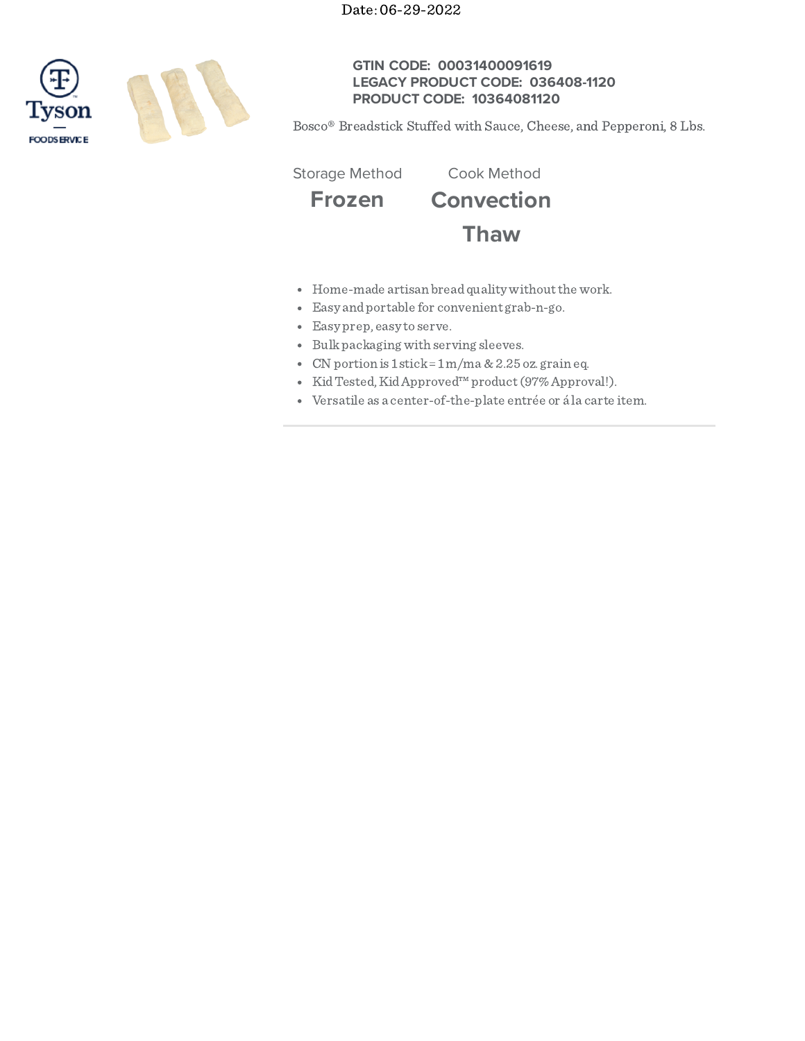Date: 06-29-2022

Tyson FOODSERVICE

**GTIN CODE: 00031400091619**
**LEGACY PRODUCT CODE: 036408-1120**
**PRODUCT CODE: 10364081120**

Bosco® Breadstick Stuffed with Sauce, Cheese, and Pepperoni, 8 Lbs.

| Storage Method | Cook Method |
| --- | --- |
| **Frozen** | **Convection** |
| | **Thaw** |

- Home-made artisan bread quality without the work.
- Easy and portable for convenient grab-n-go.
- Easy prep, easy to serve.
- Bulk packaging with serving sleeves.
- CN portion is 1 stick = 1 m/ma & 2.25 oz. grain eq.
- Kid Tested, Kid Approved™ product (97% Approval!).
- Versatile as a center-of-the-plate entrée or á la carte item.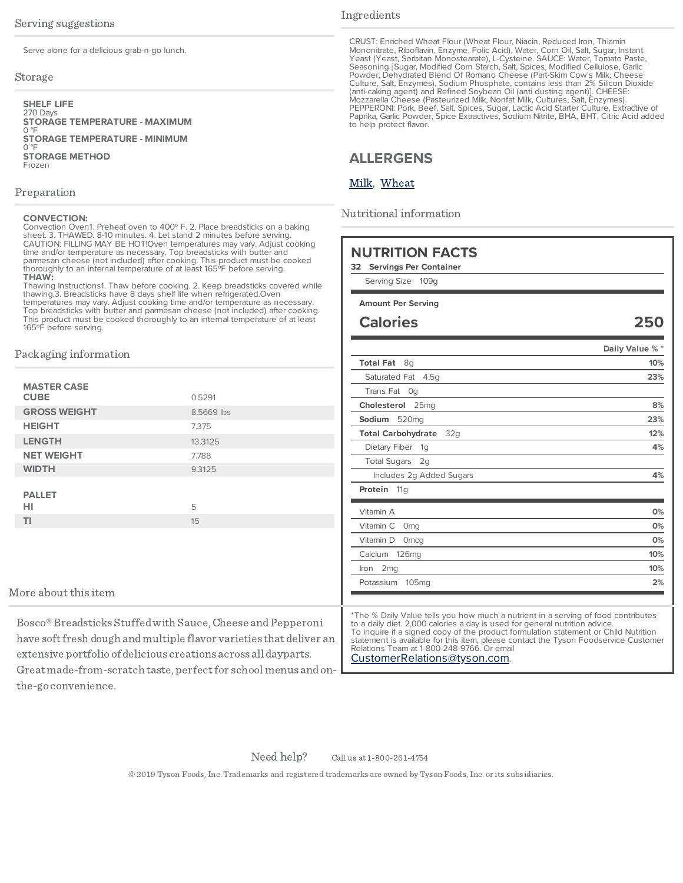## Serving suggestions

Serve alone for a delicious grab-n-go lunch.

## Storage

**SHELF LIFE**
270 Days
**STORAGE TEMPERATURE - MAXIMUM**
0 °F
**STORAGE TEMPERATURE - MINIMUM**
0 °F
**STORAGE METHOD**
Frozen

## Preparation

**CONVECTION:**
Convection Oven1. Preheat oven to 400º F. 2. Place breadsticks on a baking sheet. 3. THAWED: 8-10 minutes. 4. Let stand 2 minutes before serving. CAUTION: FILLING MAY BE HOT!Oven temperatures may vary. Adjust cooking time and/or temperature as necessary. Top breadsticks with butter and parmesan cheese (not included) after cooking. This product must be cooked thoroughly to an internal temperature of at least 165ºF before serving.
**THAW:**
Thawing Instructions1. Thaw before cooking. 2. Keep breadsticks covered while thawing.3. Breadsticks have 8 days shelf life when refrigerated.Oven temperatures may vary. Adjust cooking time and/or temperature as necessary. Top breadsticks with butter and parmesan cheese (not included) after cooking. This product must be cooked thoroughly to an internal temperature of at least 165ºF before serving.

## Packaging information

| | |
|---|---|
| **MASTER CASE** | |
| **CUBE** | 0.5291 |
| **GROSS WEIGHT** | 8.5669 lbs |
| **HEIGHT** | 7.375 |
| **LENGTH** | 13.3125 |
| **NET WEIGHT** | 7.788 |
| **WIDTH** | 9.3125 |
| **PALLET** | |
| **HI** | 5 |
| **TI** | 15 |

## More about this item

Bosco® Breadsticks Stuffed with Sauce, Cheese and Pepperoni have soft fresh dough and multiple flavor varieties that deliver an extensive portfolio of delicious creations across all dayparts. Great made-from-scratch taste, perfect for school menus and on-the-go convenience.

## Ingredients

CRUST: Enriched Wheat Flour (Wheat Flour, Niacin, Reduced Iron, Thiamin Mononitrate, Riboflavin, Enzyme, Folic Acid), Water, Corn Oil, Salt, Sugar, Instant Yeast (Yeast, Sorbitan Monostearate), L-Cysteine. SAUCE: Water, Tomato Paste, Seasoning [Sugar, Modified Corn Starch, Salt, Spices, Modified Cellulose, Garlic Powder, Dehydrated Blend Of Romano Cheese (Part-Skim Cow's Milk, Cheese Culture, Salt, Enzymes), Sodium Phosphate, contains less than 2% Silicon Dioxide (anti-caking agent) and Refined Soybean Oil (anti dusting agent)]. CHEESE: Mozzarella Cheese (Pasteurized Milk, Nonfat Milk, Cultures, Salt, Enzymes). PEPPERONI: Pork, Beef, Salt, Spices, Sugar, Lactic Acid Starter Culture, Extractive of Paprika, Garlic Powder, Spice Extractives, Sodium Nitrite, BHA, BHT, Citric Acid added to help protect flavor.

## ALLERGENS

Milk, Wheat

## Nutritional information

**NUTRITION FACTS**
**32 Servings Per Container**
Serving Size 109g

**Amount Per Serving**
**Calories 250**

| | Daily Value % * |
|---|---|
| **Total Fat** 8g | **10%** |
| Saturated Fat 4.5g | **23%** |
| Trans Fat 0g | |
| **Cholesterol** 25mg | **8%** |
| **Sodium** 520mg | **23%** |
| **Total Carbohydrate** 32g | **12%** |
| Dietary Fiber 1g | **4%** |
| Total Sugars 2g | |
| Includes 2g Added Sugars | **4%** |
| **Protein** 11g | |
| Vitamin A | **0%** |
| Vitamin C 0mg | **0%** |
| Vitamin D 0mcg | **0%** |
| Calcium 126mg | **10%** |
| Iron 2mg | **10%** |
| Potassium 105mg | **2%** |

*The % Daily Value tells you how much a nutrient in a serving of food contributes to a daily diet. 2,000 calories a day is used for general nutrition advice.
To inquire if a signed copy of the product formulation statement or Child Nutrition statement is available for this item, please contact the Tyson Foodservice Customer Relations Team at 1-800-248-9766. Or email CustomerRelations@tyson.com.

Need help? Call us at 1-800-261-4754

© 2019 Tyson Foods, Inc. Trademarks and registered trademarks are owned by Tyson Foods, Inc. or its subsidiaries.